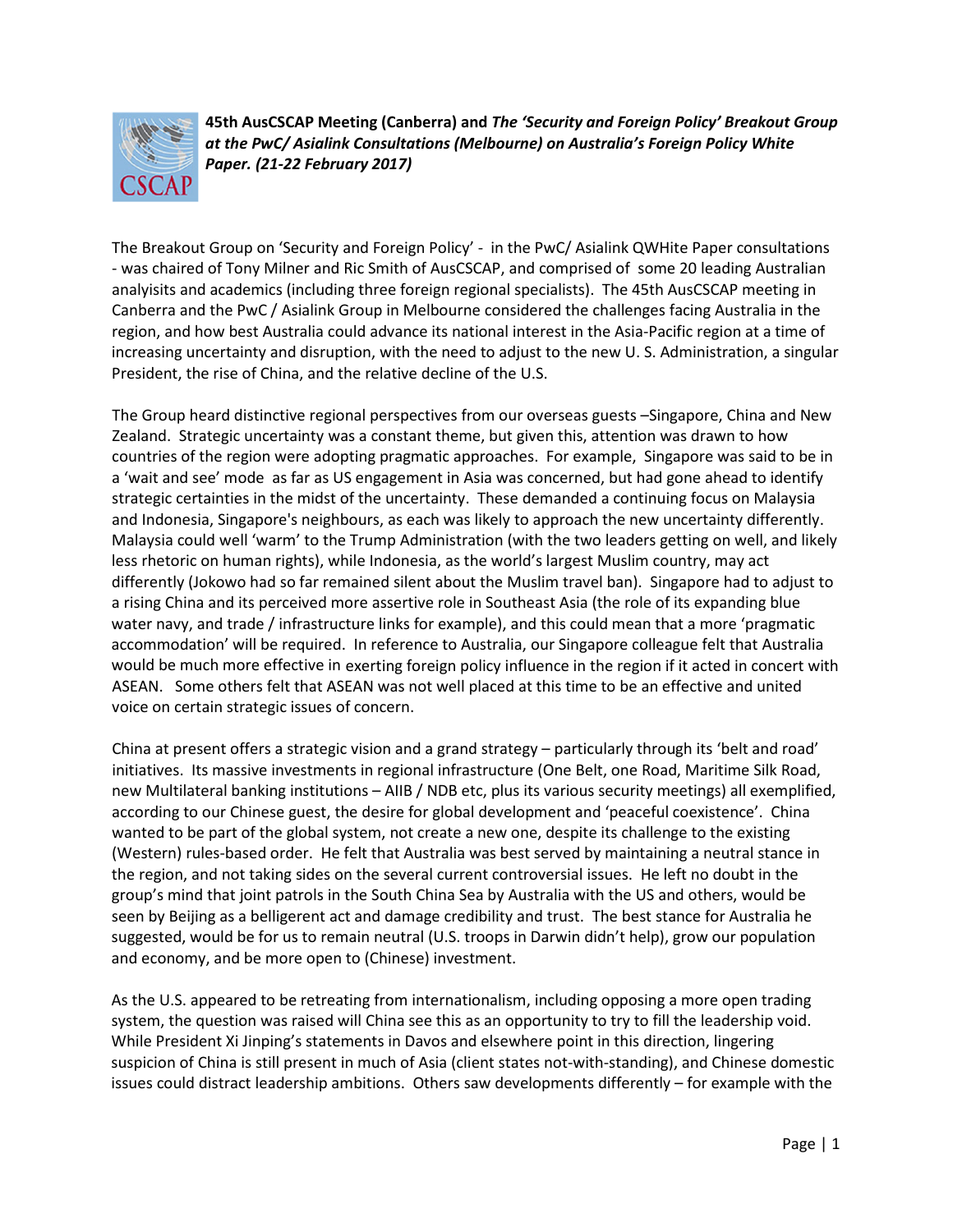**45th AusCSCAP Meeting (Canberra) and *The 'Security and Foreign Policy' Breakout Group at the PwC/ Asialink Consultations (Melbourne) on Australia's Foreign Policy White Paper. (21-22 February 2017)***

The Breakout Group on 'Security and Foreign Policy' - in the PwC/ Asialink QWHite Paper consultations - was chaired of Tony Milner and Ric Smith of AusCSCAP, and comprised of some 20 leading Australian analyisits and academics (including three foreign regional specialists). The 45th AusCSCAP meeting in Canberra and the PwC / Asialink Group in Melbourne considered the challenges facing Australia in the region, and how best Australia could advance its national interest in the Asia-Pacific region at a time of increasing uncertainty and disruption, with the need to adjust to the new U. S. Administration, a singular President, the rise of China, and the relative decline of the U.S.

The Group heard distinctive regional perspectives from our overseas guests –Singapore, China and New Zealand. Strategic uncertainty was a constant theme, but given this, attention was drawn to how countries of the region were adopting pragmatic approaches. For example, Singapore was said to be in a 'wait and see' mode as far as US engagement in Asia was concerned, but had gone ahead to identify strategic certainties in the midst of the uncertainty. These demanded a continuing focus on Malaysia and Indonesia, Singapore's neighbours, as each was likely to approach the new uncertainty differently. Malaysia could well 'warm' to the Trump Administration (with the two leaders getting on well, and likely less rhetoric on human rights), while Indonesia, as the world's largest Muslim country, may act differently (Jokowo had so far remained silent about the Muslim travel ban). Singapore had to adjust to a rising China and its perceived more assertive role in Southeast Asia (the role of its expanding blue water navy, and trade / infrastructure links for example), and this could mean that a more 'pragmatic accommodation' will be required. In reference to Australia, our Singapore colleague felt that Australia would be much more effective in exerting foreign policy influence in the region if it acted in concert with ASEAN. Some others felt that ASEAN was not well placed at this time to be an effective and united voice on certain strategic issues of concern.

China at present offers a strategic vision and a grand strategy – particularly through its 'belt and road' initiatives. Its massive investments in regional infrastructure (One Belt, one Road, Maritime Silk Road, new Multilateral banking institutions – AIIB / NDB etc, plus its various security meetings) all exemplified, according to our Chinese guest, the desire for global development and 'peaceful coexistence'. China wanted to be part of the global system, not create a new one, despite its challenge to the existing (Western) rules-based order. He felt that Australia was best served by maintaining a neutral stance in the region, and not taking sides on the several current controversial issues. He left no doubt in the group's mind that joint patrols in the South China Sea by Australia with the US and others, would be seen by Beijing as a belligerent act and damage credibility and trust. The best stance for Australia he suggested, would be for us to remain neutral (U.S. troops in Darwin didn't help), grow our population and economy, and be more open to (Chinese) investment.

As the U.S. appeared to be retreating from internationalism, including opposing a more open trading system, the question was raised will China see this as an opportunity to try to fill the leadership void. While President Xi Jinping's statements in Davos and elsewhere point in this direction, lingering suspicion of China is still present in much of Asia (client states not-with-standing), and Chinese domestic issues could distract leadership ambitions. Others saw developments differently – for example with the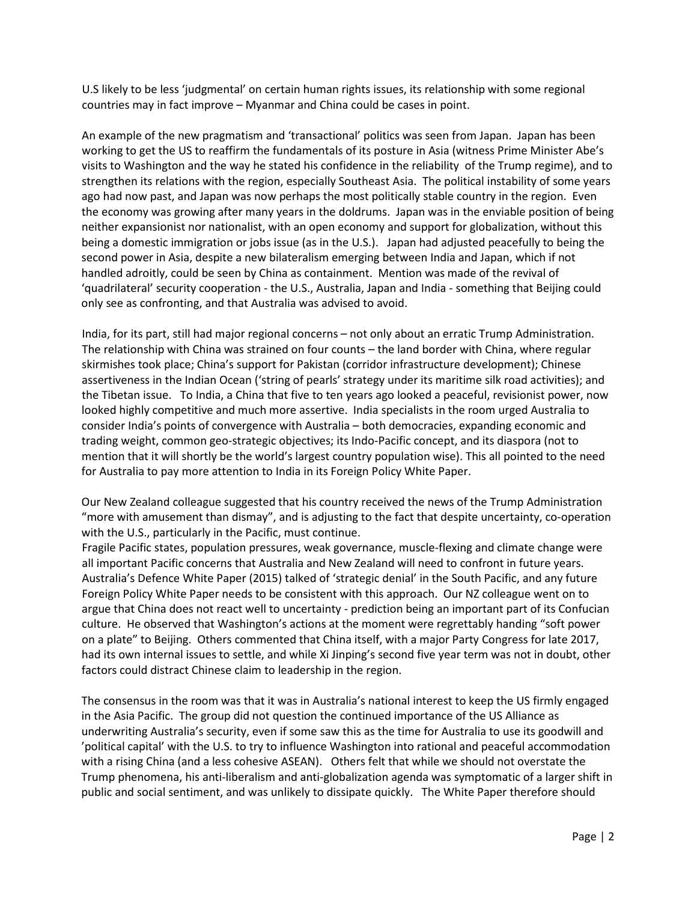U.S likely to be less 'judgmental' on certain human rights issues, its relationship with some regional countries may in fact improve – Myanmar and China could be cases in point.

An example of the new pragmatism and 'transactional' politics was seen from Japan. Japan has been working to get the US to reaffirm the fundamentals of its posture in Asia (witness Prime Minister Abe's visits to Washington and the way he stated his confidence in the reliability of the Trump regime), and to strengthen its relations with the region, especially Southeast Asia. The political instability of some years ago had now past, and Japan was now perhaps the most politically stable country in the region. Even the economy was growing after many years in the doldrums. Japan was in the enviable position of being neither expansionist nor nationalist, with an open economy and support for globalization, without this being a domestic immigration or jobs issue (as in the U.S.). Japan had adjusted peacefully to being the second power in Asia, despite a new bilateralism emerging between India and Japan, which if not handled adroitly, could be seen by China as containment. Mention was made of the revival of 'quadrilateral' security cooperation - the U.S., Australia, Japan and India - something that Beijing could only see as confronting, and that Australia was advised to avoid.

India, for its part, still had major regional concerns – not only about an erratic Trump Administration. The relationship with China was strained on four counts – the land border with China, where regular skirmishes took place; China's support for Pakistan (corridor infrastructure development); Chinese assertiveness in the Indian Ocean ('string of pearls' strategy under its maritime silk road activities); and the Tibetan issue. To India, a China that five to ten years ago looked a peaceful, revisionist power, now looked highly competitive and much more assertive. India specialists in the room urged Australia to consider India's points of convergence with Australia – both democracies, expanding economic and trading weight, common geo-strategic objectives; its Indo-Pacific concept, and its diaspora (not to mention that it will shortly be the world's largest country population wise). This all pointed to the need for Australia to pay more attention to India in its Foreign Policy White Paper.

Our New Zealand colleague suggested that his country received the news of the Trump Administration "more with amusement than dismay", and is adjusting to the fact that despite uncertainty, co-operation with the U.S., particularly in the Pacific, must continue.
Fragile Pacific states, population pressures, weak governance, muscle-flexing and climate change were all important Pacific concerns that Australia and New Zealand will need to confront in future years. Australia's Defence White Paper (2015) talked of 'strategic denial' in the South Pacific, and any future Foreign Policy White Paper needs to be consistent with this approach. Our NZ colleague went on to argue that China does not react well to uncertainty - prediction being an important part of its Confucian culture. He observed that Washington's actions at the moment were regrettably handing "soft power on a plate" to Beijing. Others commented that China itself, with a major Party Congress for late 2017, had its own internal issues to settle, and while Xi Jinping's second five year term was not in doubt, other factors could distract Chinese claim to leadership in the region.

The consensus in the room was that it was in Australia's national interest to keep the US firmly engaged in the Asia Pacific. The group did not question the continued importance of the US Alliance as underwriting Australia's security, even if some saw this as the time for Australia to use its goodwill and 'political capital' with the U.S. to try to influence Washington into rational and peaceful accommodation with a rising China (and a less cohesive ASEAN). Others felt that while we should not overstate the Trump phenomena, his anti-liberalism and anti-globalization agenda was symptomatic of a larger shift in public and social sentiment, and was unlikely to dissipate quickly. The White Paper therefore should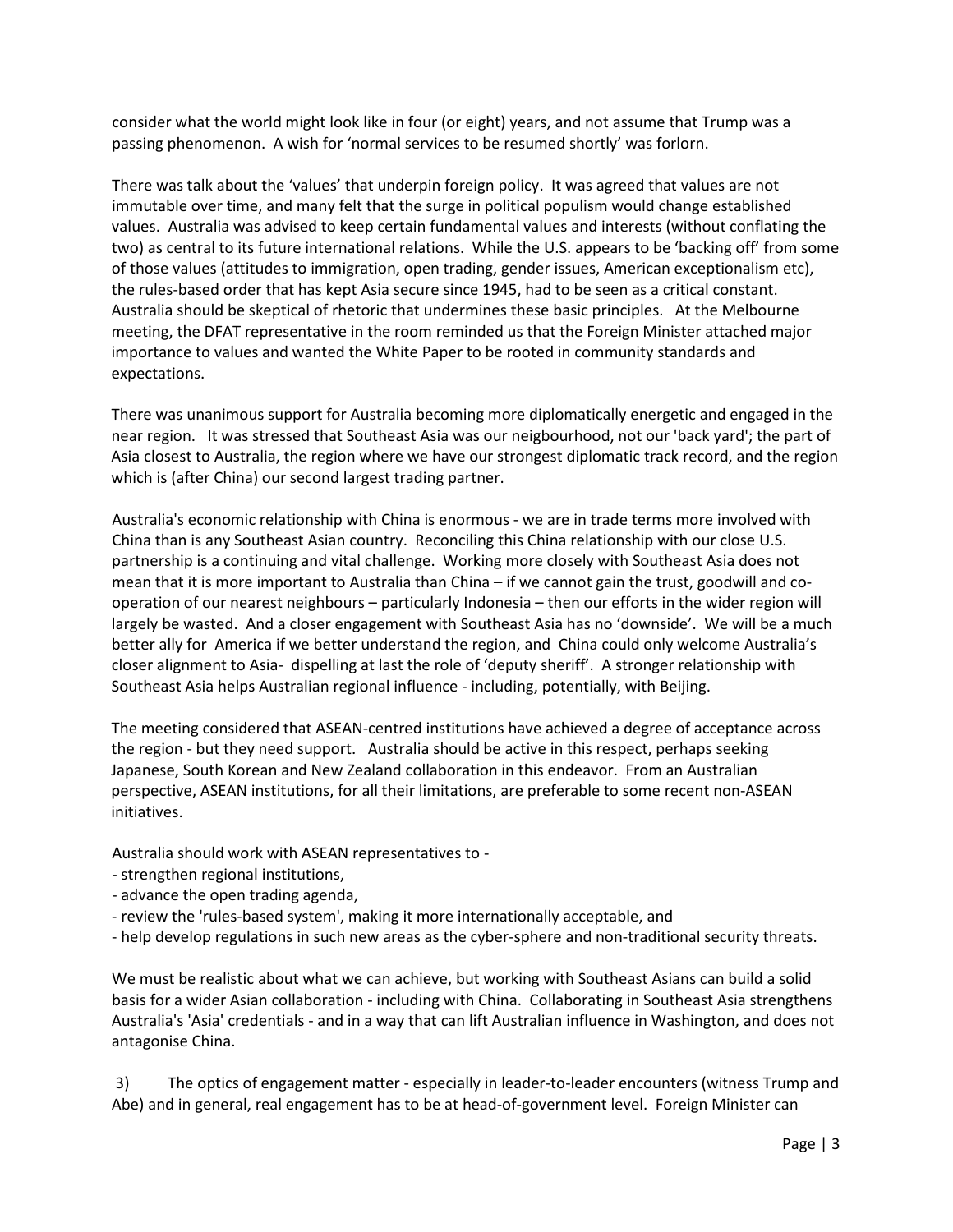consider what the world might look like in four (or eight) years, and not assume that Trump was a passing phenomenon. A wish for 'normal services to be resumed shortly' was forlorn.

There was talk about the 'values' that underpin foreign policy. It was agreed that values are not immutable over time, and many felt that the surge in political populism would change established values. Australia was advised to keep certain fundamental values and interests (without conflating the two) as central to its future international relations. While the U.S. appears to be 'backing off' from some of those values (attitudes to immigration, open trading, gender issues, American exceptionalism etc), the rules-based order that has kept Asia secure since 1945, had to be seen as a critical constant. Australia should be skeptical of rhetoric that undermines these basic principles. At the Melbourne meeting, the DFAT representative in the room reminded us that the Foreign Minister attached major importance to values and wanted the White Paper to be rooted in community standards and expectations.

There was unanimous support for Australia becoming more diplomatically energetic and engaged in the near region. It was stressed that Southeast Asia was our neigbourhood, not our 'back yard'; the part of Asia closest to Australia, the region where we have our strongest diplomatic track record, and the region which is (after China) our second largest trading partner.

Australia's economic relationship with China is enormous - we are in trade terms more involved with China than is any Southeast Asian country. Reconciling this China relationship with our close U.S. partnership is a continuing and vital challenge. Working more closely with Southeast Asia does not mean that it is more important to Australia than China – if we cannot gain the trust, goodwill and co-operation of our nearest neighbours – particularly Indonesia – then our efforts in the wider region will largely be wasted. And a closer engagement with Southeast Asia has no 'downside'. We will be a much better ally for America if we better understand the region, and China could only welcome Australia's closer alignment to Asia- dispelling at last the role of 'deputy sheriff'. A stronger relationship with Southeast Asia helps Australian regional influence - including, potentially, with Beijing.

The meeting considered that ASEAN-centred institutions have achieved a degree of acceptance across the region - but they need support. Australia should be active in this respect, perhaps seeking Japanese, South Korean and New Zealand collaboration in this endeavor. From an Australian perspective, ASEAN institutions, for all their limitations, are preferable to some recent non-ASEAN initiatives.

Australia should work with ASEAN representatives to -

- strengthen regional institutions,
- advance the open trading agenda,
- review the 'rules-based system', making it more internationally acceptable, and
- help develop regulations in such new areas as the cyber-sphere and non-traditional security threats.

We must be realistic about what we can achieve, but working with Southeast Asians can build a solid basis for a wider Asian collaboration - including with China. Collaborating in Southeast Asia strengthens Australia's 'Asia' credentials - and in a way that can lift Australian influence in Washington, and does not antagonise China.

3) The optics of engagement matter - especially in leader-to-leader encounters (witness Trump and Abe) and in general, real engagement has to be at head-of-government level. Foreign Minister can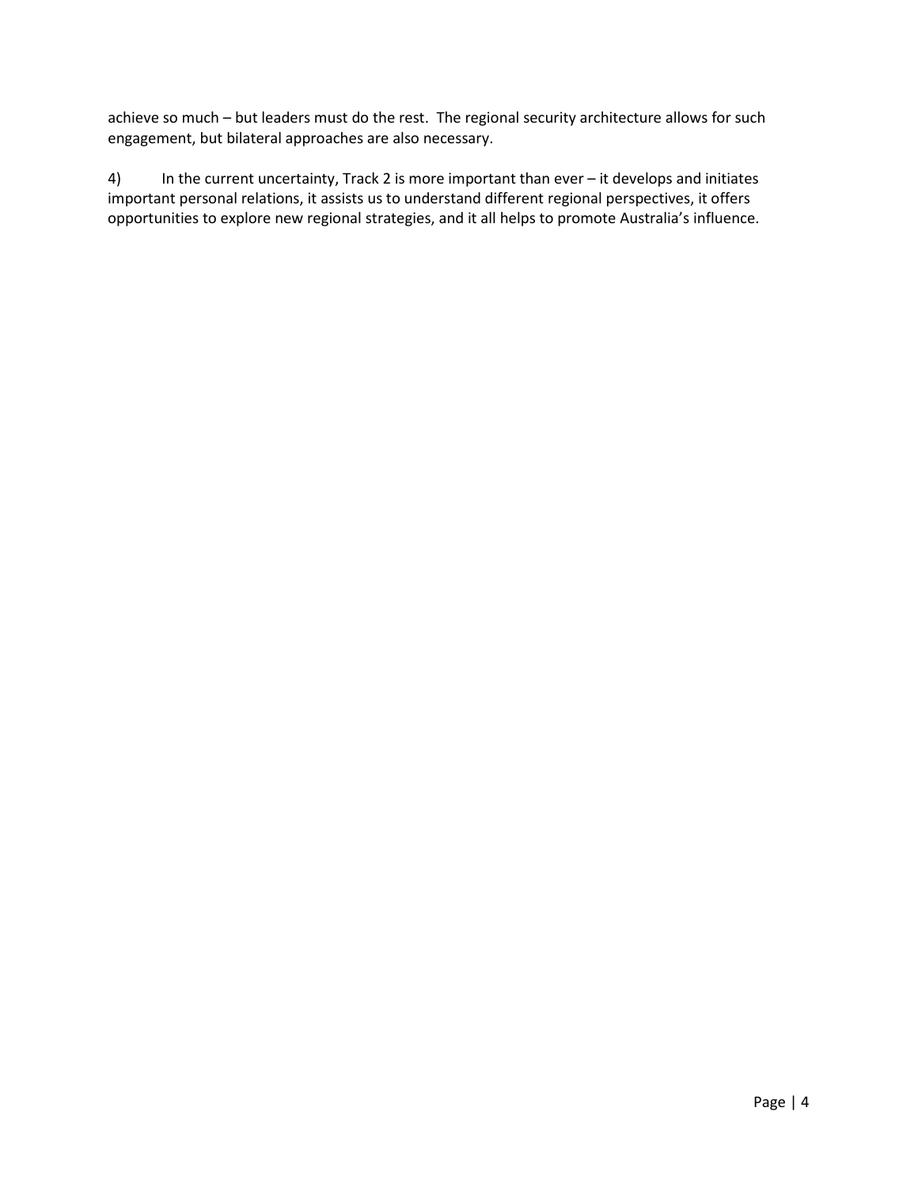achieve so much – but leaders must do the rest. The regional security architecture allows for such engagement, but bilateral approaches are also necessary.

4) In the current uncertainty, Track 2 is more important than ever – it develops and initiates important personal relations, it assists us to understand different regional perspectives, it offers opportunities to explore new regional strategies, and it all helps to promote Australia's influence.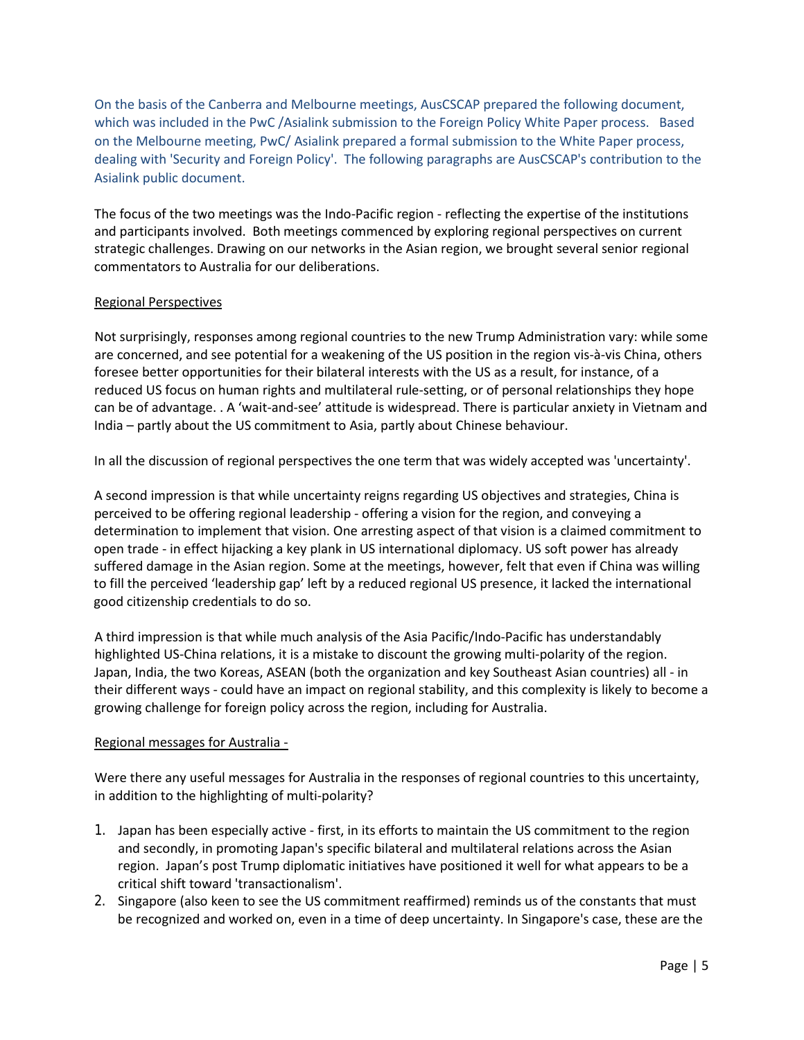On the basis of the Canberra and Melbourne meetings, AusCSCAP prepared the following document, which was included in the PwC /Asialink submission to the Foreign Policy White Paper process. Based on the Melbourne meeting, PwC/ Asialink prepared a formal submission to the White Paper process, dealing with 'Security and Foreign Policy'. The following paragraphs are AusCSCAP's contribution to the Asialink public document.

The focus of the two meetings was the Indo-Pacific region - reflecting the expertise of the institutions and participants involved. Both meetings commenced by exploring regional perspectives on current strategic challenges. Drawing on our networks in the Asian region, we brought several senior regional commentators to Australia for our deliberations.

Regional Perspectives

Not surprisingly, responses among regional countries to the new Trump Administration vary: while some are concerned, and see potential for a weakening of the US position in the region vis-à-vis China, others foresee better opportunities for their bilateral interests with the US as a result, for instance, of a reduced US focus on human rights and multilateral rule-setting, or of personal relationships they hope can be of advantage. . A 'wait-and-see' attitude is widespread. There is particular anxiety in Vietnam and India – partly about the US commitment to Asia, partly about Chinese behaviour.

In all the discussion of regional perspectives the one term that was widely accepted was 'uncertainty'.

A second impression is that while uncertainty reigns regarding US objectives and strategies, China is perceived to be offering regional leadership - offering a vision for the region, and conveying a determination to implement that vision. One arresting aspect of that vision is a claimed commitment to open trade - in effect hijacking a key plank in US international diplomacy. US soft power has already suffered damage in the Asian region. Some at the meetings, however, felt that even if China was willing to fill the perceived 'leadership gap' left by a reduced regional US presence, it lacked the international good citizenship credentials to do so.

A third impression is that while much analysis of the Asia Pacific/Indo-Pacific has understandably highlighted US-China relations, it is a mistake to discount the growing multi-polarity of the region. Japan, India, the two Koreas, ASEAN (both the organization and key Southeast Asian countries) all - in their different ways - could have an impact on regional stability, and this complexity is likely to become a growing challenge for foreign policy across the region, including for Australia.

Regional messages for Australia -

Were there any useful messages for Australia in the responses of regional countries to this uncertainty, in addition to the highlighting of multi-polarity?

1. Japan has been especially active - first, in its efforts to maintain the US commitment to the region and secondly, in promoting Japan's specific bilateral and multilateral relations across the Asian region. Japan's post Trump diplomatic initiatives have positioned it well for what appears to be a critical shift toward 'transactionalism'.
2. Singapore (also keen to see the US commitment reaffirmed) reminds us of the constants that must be recognized and worked on, even in a time of deep uncertainty. In Singapore's case, these are the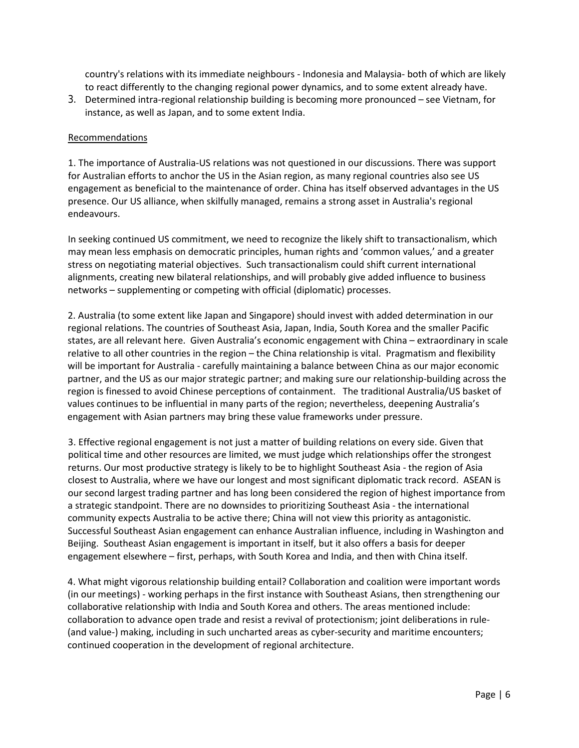country's relations with its immediate neighbours - Indonesia and Malaysia- both of which are likely to react differently to the changing regional power dynamics, and to some extent already have.

3. Determined intra-regional relationship building is becoming more pronounced – see Vietnam, for instance, as well as Japan, and to some extent India.

Recommendations

1. The importance of Australia-US relations was not questioned in our discussions. There was support for Australian efforts to anchor the US in the Asian region, as many regional countries also see US engagement as beneficial to the maintenance of order. China has itself observed advantages in the US presence. Our US alliance, when skilfully managed, remains a strong asset in Australia's regional endeavours.

In seeking continued US commitment, we need to recognize the likely shift to transactionalism, which may mean less emphasis on democratic principles, human rights and 'common values,' and a greater stress on negotiating material objectives. Such transactionalism could shift current international alignments, creating new bilateral relationships, and will probably give added influence to business networks – supplementing or competing with official (diplomatic) processes.

2. Australia (to some extent like Japan and Singapore) should invest with added determination in our regional relations. The countries of Southeast Asia, Japan, India, South Korea and the smaller Pacific states, are all relevant here. Given Australia's economic engagement with China – extraordinary in scale relative to all other countries in the region – the China relationship is vital. Pragmatism and flexibility will be important for Australia - carefully maintaining a balance between China as our major economic partner, and the US as our major strategic partner; and making sure our relationship-building across the region is finessed to avoid Chinese perceptions of containment. The traditional Australia/US basket of values continues to be influential in many parts of the region; nevertheless, deepening Australia's engagement with Asian partners may bring these value frameworks under pressure.

3. Effective regional engagement is not just a matter of building relations on every side. Given that political time and other resources are limited, we must judge which relationships offer the strongest returns. Our most productive strategy is likely to be to highlight Southeast Asia - the region of Asia closest to Australia, where we have our longest and most significant diplomatic track record. ASEAN is our second largest trading partner and has long been considered the region of highest importance from a strategic standpoint. There are no downsides to prioritizing Southeast Asia - the international community expects Australia to be active there; China will not view this priority as antagonistic. Successful Southeast Asian engagement can enhance Australian influence, including in Washington and Beijing. Southeast Asian engagement is important in itself, but it also offers a basis for deeper engagement elsewhere – first, perhaps, with South Korea and India, and then with China itself.

4. What might vigorous relationship building entail? Collaboration and coalition were important words (in our meetings) - working perhaps in the first instance with Southeast Asians, then strengthening our collaborative relationship with India and South Korea and others. The areas mentioned include: collaboration to advance open trade and resist a revival of protectionism; joint deliberations in rule- (and value-) making, including in such uncharted areas as cyber-security and maritime encounters; continued cooperation in the development of regional architecture.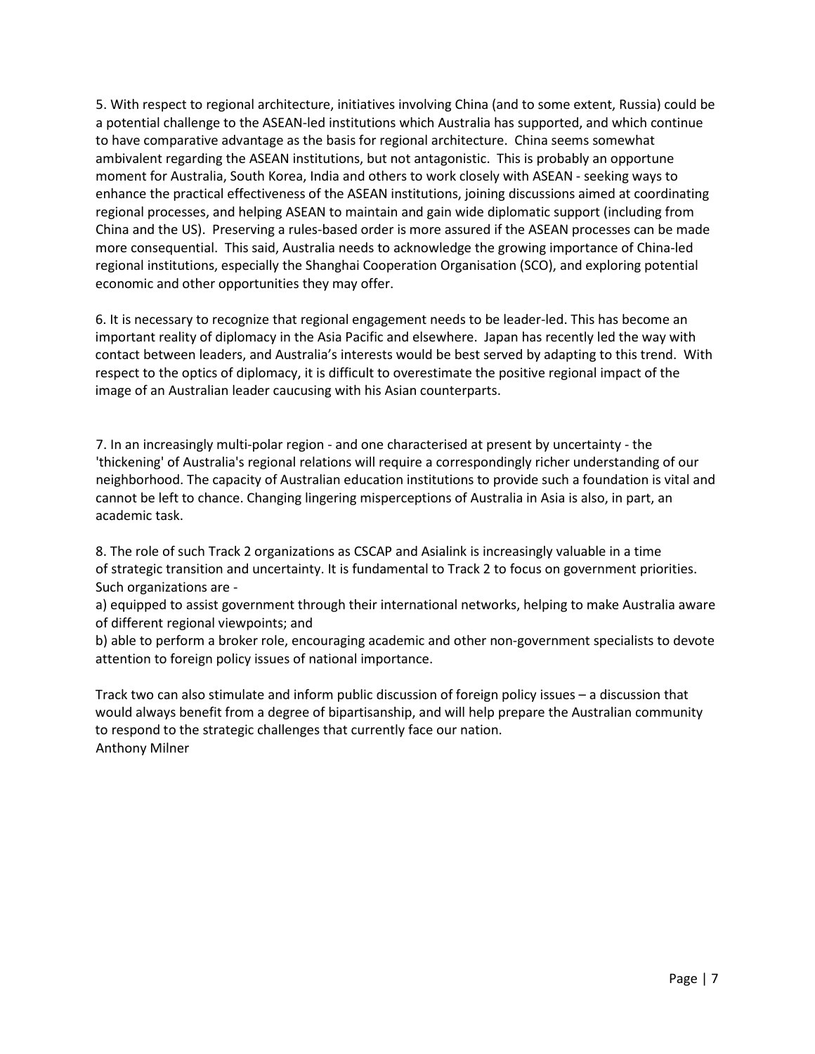5. With respect to regional architecture, initiatives involving China (and to some extent, Russia) could be a potential challenge to the ASEAN-led institutions which Australia has supported, and which continue to have comparative advantage as the basis for regional architecture. China seems somewhat ambivalent regarding the ASEAN institutions, but not antagonistic. This is probably an opportune moment for Australia, South Korea, India and others to work closely with ASEAN - seeking ways to enhance the practical effectiveness of the ASEAN institutions, joining discussions aimed at coordinating regional processes, and helping ASEAN to maintain and gain wide diplomatic support (including from China and the US). Preserving a rules-based order is more assured if the ASEAN processes can be made more consequential. This said, Australia needs to acknowledge the growing importance of China-led regional institutions, especially the Shanghai Cooperation Organisation (SCO), and exploring potential economic and other opportunities they may offer.

6. It is necessary to recognize that regional engagement needs to be leader-led. This has become an important reality of diplomacy in the Asia Pacific and elsewhere. Japan has recently led the way with contact between leaders, and Australia's interests would be best served by adapting to this trend. With respect to the optics of diplomacy, it is difficult to overestimate the positive regional impact of the image of an Australian leader caucusing with his Asian counterparts.

7. In an increasingly multi-polar region - and one characterised at present by uncertainty - the 'thickening' of Australia's regional relations will require a correspondingly richer understanding of our neighborhood. The capacity of Australian education institutions to provide such a foundation is vital and cannot be left to chance. Changing lingering misperceptions of Australia in Asia is also, in part, an academic task.

8. The role of such Track 2 organizations as CSCAP and Asialink is increasingly valuable in a time of strategic transition and uncertainty. It is fundamental to Track 2 to focus on government priorities. Such organizations are -

a) equipped to assist government through their international networks, helping to make Australia aware of different regional viewpoints; and

b) able to perform a broker role, encouraging academic and other non-government specialists to devote attention to foreign policy issues of national importance.

Track two can also stimulate and inform public discussion of foreign policy issues – a discussion that would always benefit from a degree of bipartisanship, and will help prepare the Australian community to respond to the strategic challenges that currently face our nation.

Anthony Milner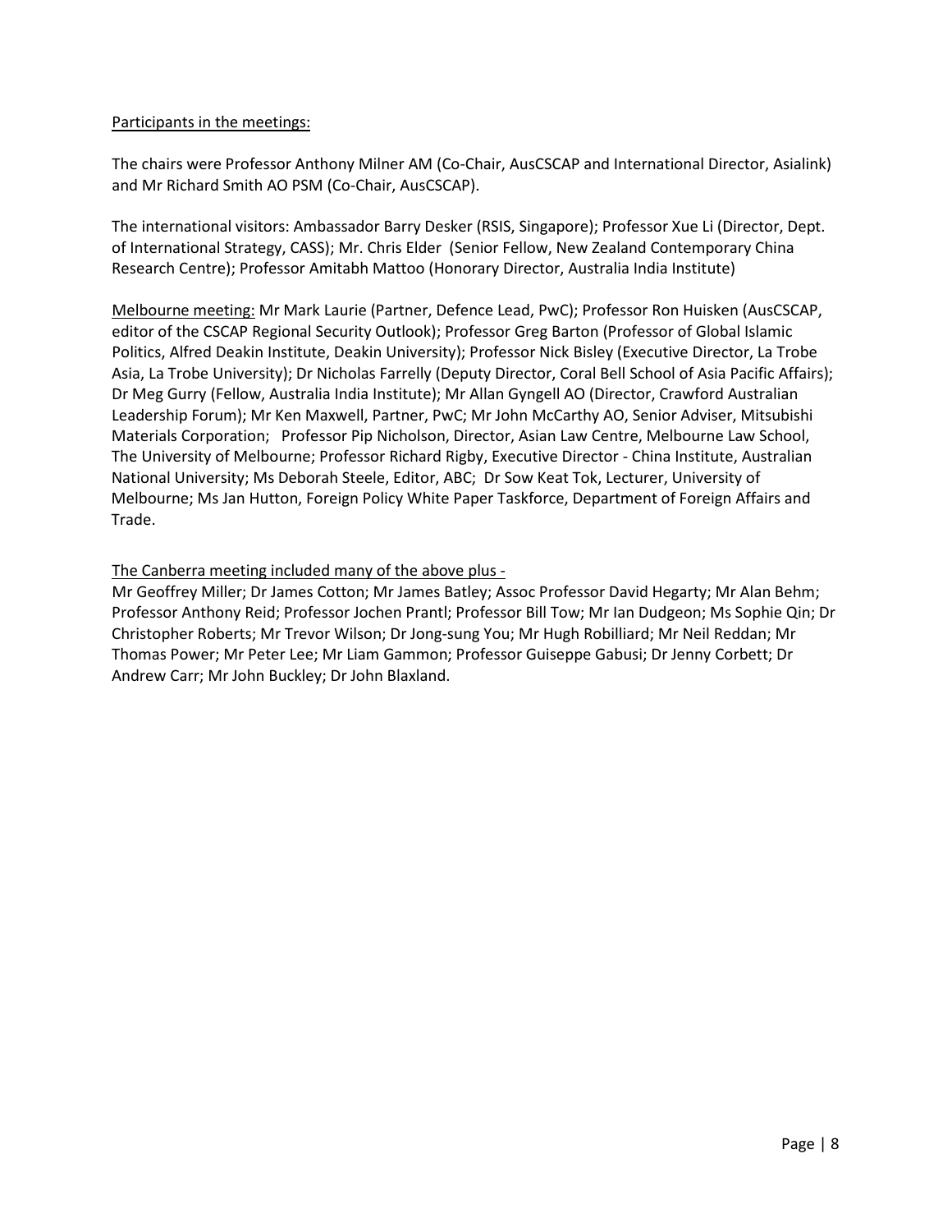Participants in the meetings:

The chairs were Professor Anthony Milner AM (Co-Chair, AusCSCAP and International Director, Asialink) and Mr Richard Smith AO PSM (Co-Chair, AusCSCAP).

The international visitors: Ambassador Barry Desker (RSIS, Singapore); Professor Xue Li (Director, Dept. of International Strategy, CASS); Mr. Chris Elder (Senior Fellow, New Zealand Contemporary China Research Centre); Professor Amitabh Mattoo (Honorary Director, Australia India Institute)

Melbourne meeting: Mr Mark Laurie (Partner, Defence Lead, PwC); Professor Ron Huisken (AusCSCAP, editor of the CSCAP Regional Security Outlook); Professor Greg Barton (Professor of Global Islamic Politics, Alfred Deakin Institute, Deakin University); Professor Nick Bisley (Executive Director, La Trobe Asia, La Trobe University); Dr Nicholas Farrelly (Deputy Director, Coral Bell School of Asia Pacific Affairs); Dr Meg Gurry (Fellow, Australia India Institute); Mr Allan Gyngell AO (Director, Crawford Australian Leadership Forum); Mr Ken Maxwell, Partner, PwC; Mr John McCarthy AO, Senior Adviser, Mitsubishi Materials Corporation; Professor Pip Nicholson, Director, Asian Law Centre, Melbourne Law School, The University of Melbourne; Professor Richard Rigby, Executive Director - China Institute, Australian National University; Ms Deborah Steele, Editor, ABC; Dr Sow Keat Tok, Lecturer, University of Melbourne; Ms Jan Hutton, Foreign Policy White Paper Taskforce, Department of Foreign Affairs and Trade.

The Canberra meeting included many of the above plus -

Mr Geoffrey Miller; Dr James Cotton; Mr James Batley; Assoc Professor David Hegarty; Mr Alan Behm; Professor Anthony Reid; Professor Jochen Prantl; Professor Bill Tow; Mr Ian Dudgeon; Ms Sophie Qin; Dr Christopher Roberts; Mr Trevor Wilson; Dr Jong-sung You; Mr Hugh Robilliard; Mr Neil Reddan; Mr Thomas Power; Mr Peter Lee; Mr Liam Gammon; Professor Guiseppe Gabusi; Dr Jenny Corbett; Dr Andrew Carr; Mr John Buckley; Dr John Blaxland.